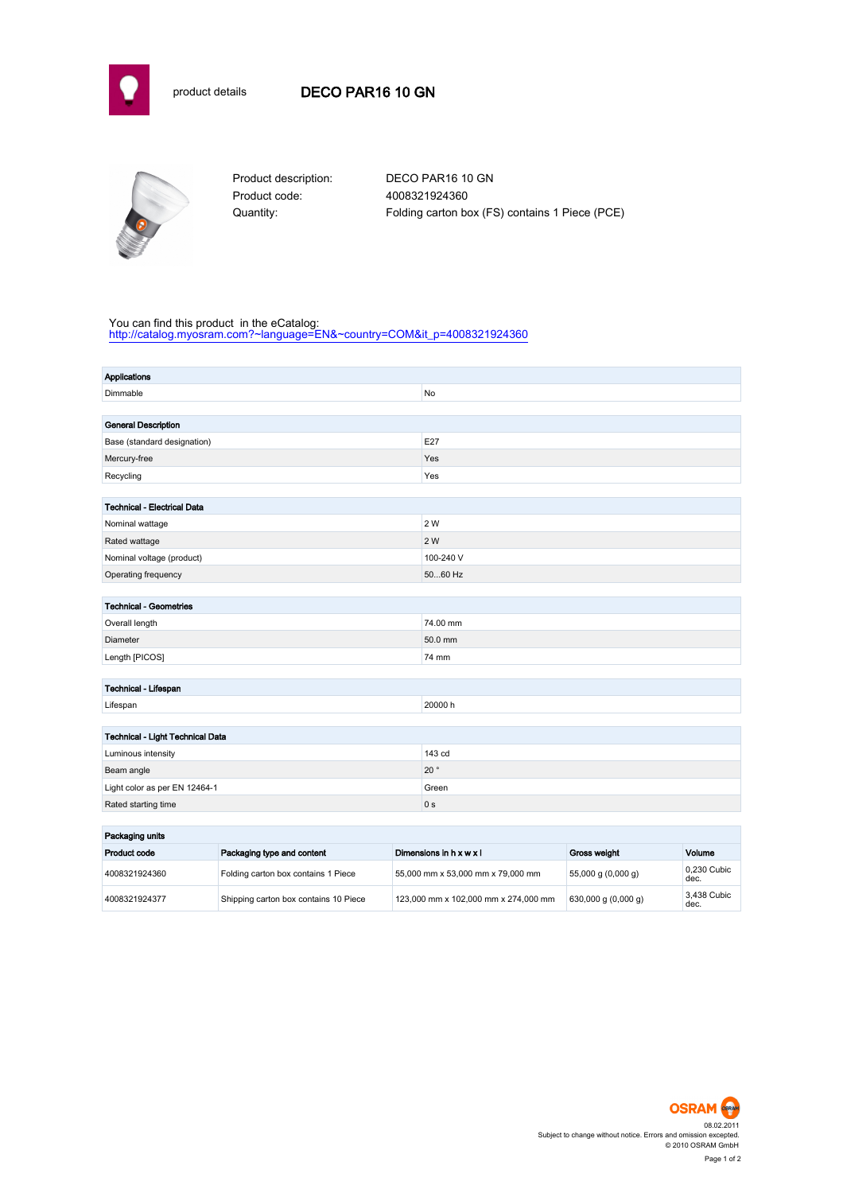product details

# DECO PAR16 10 GN

Product description: DECO PAR16 10 GN
Product code: 4008321924360
Quantity: Folding carton box (FS) contains 1 Piece (PCE)

You can find this product in the eCatalog:
http://catalog.myosram.com?~language=EN&~country=COM&it_p=4008321924360

| Applications | |
|---|---|
| Dimmable | No |

| General Description | |
|---|---|
| Base (standard designation) | E27 |
| Mercury-free | Yes |
| Recycling | Yes |

| Technical - Electrical Data | |
|---|---|
| Nominal wattage | 2 W |
| Rated wattage | 2 W |
| Nominal voltage (product) | 100-240 V |
| Operating frequency | 50...60 Hz |

| Technical - Geometries | |
|---|---|
| Overall length | 74.00 mm |
| Diameter | 50.0 mm |
| Length [PICOS] | 74 mm |

| Technical - Lifespan | |
|---|---|
| Lifespan | 20000 h |

| Technical - Light Technical Data | |
|---|---|
| Luminous intensity | 143 cd |
| Beam angle | 20 ° |
| Light color as per EN 12464-1 | Green |
| Rated starting time | 0 s |

**Packaging units**

| Product code | Packaging type and content | Dimensions in h x w x l | Gross weight | Volume |
|---|---|---|---|---|
| 4008321924360 | Folding carton box contains 1 Piece | 55,000 mm x 53,000 mm x 79,000 mm | 55,000 g (0,000 g) | 0,230 Cubic dec. |
| 4008321924377 | Shipping carton box contains 10 Piece | 123,000 mm x 102,000 mm x 274,000 mm | 630,000 g (0,000 g) | 3,438 Cubic dec. |

08.02.2011
Subject to change without notice. Errors and omission excepted.
© 2010 OSRAM GmbH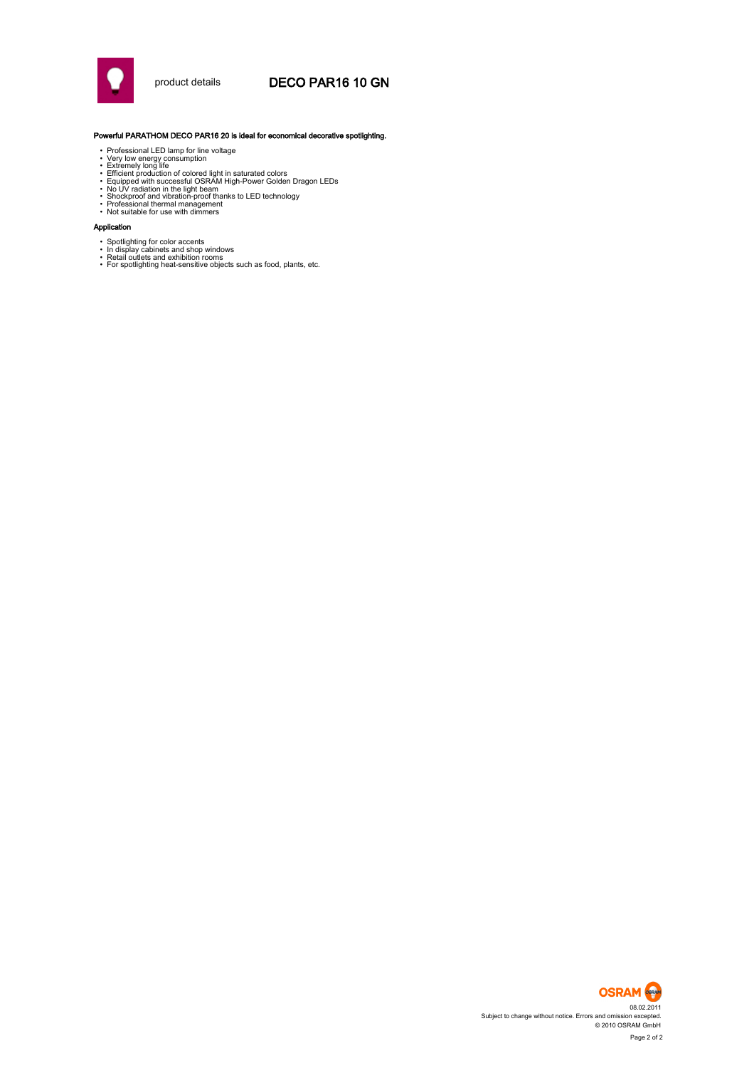product details

# DECO PAR16 10 GN

**Powerful PARATHOM DECO PAR16 20 is ideal for economical decorative spotlighting.**

- Professional LED lamp for line voltage
- Very low energy consumption
- Extremely long life
- Efficient production of colored light in saturated colors
- Equipped with successful OSRAM High-Power Golden Dragon LEDs
- No UV radiation in the light beam
- Shockproof and vibration-proof thanks to LED technology
- Professional thermal management
- Not suitable for use with dimmers

## Application

- Spotlighting for color accents
- In display cabinets and shop windows
- Retail outlets and exhibition rooms
- For spotlighting heat-sensitive objects such as food, plants, etc.

OSRAM

08.02.2011

Subject to change without notice. Errors and omission excepted.

© 2010 OSRAM GmbH